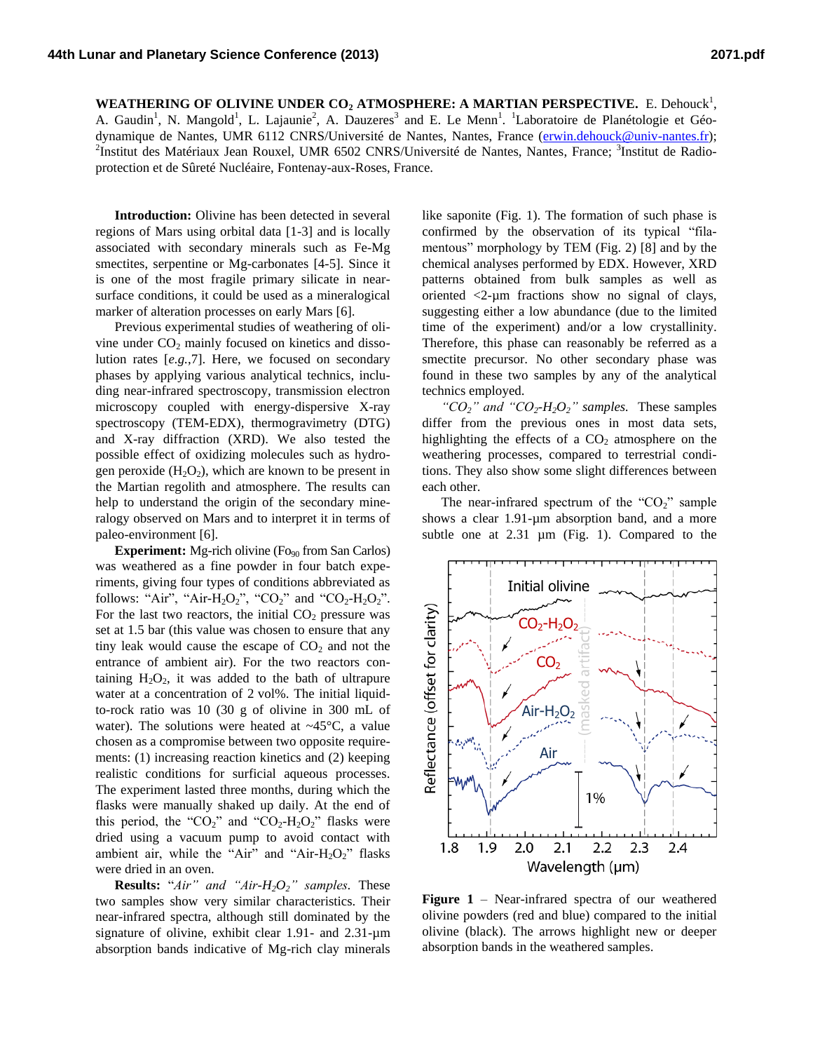# WEATHERING OF OLIVINE UNDER $CO_2$ ATMOSPHERE: A MARTIAN PERSPECTIVE.

E. Dehouck[1], A. Gaudin[1], N. Mangold[1], L. Lajaunie[2], A. Dauzeres[3] and E. Le Menn[1]. [1]Laboratoire de Planétologie et Géodynamique de Nantes, UMR 6112 CNRS/Université de Nantes, Nantes, France (erwin.dehouck@univ-nantes.fr); [2]Institut des Matériaux Jean Rouxel, UMR 6502 CNRS/Université de Nantes, Nantes, France; [3]Institut de Radioprotection et de Sûreté Nucléaire, Fontenay-aux-Roses, France.

**Introduction:** Olivine has been detected in several regions of Mars using orbital data [1-3] and is locally associated with secondary minerals such as Fe-Mg smectites, serpentine or Mg-carbonates [4-5]. Since it is one of the most fragile primary silicate in near-surface conditions, it could be used as a mineralogical marker of alteration processes on early Mars [6].

Previous experimental studies of weathering of olivine under $CO_2$ mainly focused on kinetics and dissolution rates [*e.g.*,7]. Here, we focused on secondary phases by applying various analytical technics, including near-infrared spectroscopy, transmission electron microscopy coupled with energy-dispersive X-ray spectroscopy (TEM-EDX), thermogravimetry (DTG) and X-ray diffraction (XRD). We also tested the possible effect of oxidizing molecules such as hydrogen peroxide ($H_2O_2$), which are known to be present in the Martian regolith and atmosphere. The results can help to understand the origin of the secondary mineralogy observed on Mars and to interpret it in terms of paleo-environment [6].

**Experiment:** Mg-rich olivine ($Fo_{90}$ from San Carlos) was weathered as a fine powder in four batch experiments, giving four types of conditions abbreviated as follows: "Air", "Air-$H_2O_2$", "$CO_2$" and "$CO_2$-$H_2O_2$". For the last two reactors, the initial $CO_2$ pressure was set at 1.5 bar (this value was chosen to ensure that any tiny leak would cause the escape of $CO_2$ and not the entrance of ambient air). For the two reactors containing $H_2O_2$, it was added to the bath of ultrapure water at a concentration of 2 vol%. The initial liquid-to-rock ratio was 10 (30 g of olivine in 300 mL of water). The solutions were heated at ~45°C, a value chosen as a compromise between two opposite requirements: (1) increasing reaction kinetics and (2) keeping realistic conditions for surficial aqueous processes. The experiment lasted three months, during which the flasks were manually shaked up daily. At the end of this period, the "$CO_2$" and "$CO_2$-$H_2O_2$" flasks were dried using a vacuum pump to avoid contact with ambient air, while the "Air" and "Air-$H_2O_2$" flasks were dried in an oven.

**Results:** *"Air" and "Air-$H_2O_2$" samples.* These two samples show very similar characteristics. Their near-infrared spectra, although still dominated by the signature of olivine, exhibit clear 1.91- and 2.31-µm absorption bands indicative of Mg-rich clay minerals like saponite (Fig. 1). The formation of such phase is confirmed by the observation of its typical "filamentous" morphology by TEM (Fig. 2) [8] and by the chemical analyses performed by EDX. However, XRD patterns obtained from bulk samples as well as oriented <2-µm fractions show no signal of clays, suggesting either a low abundance (due to the limited time of the experiment) and/or a low crystallinity. Therefore, this phase can reasonably be referred as a smectite precursor. No other secondary phase was found in these two samples by any of the analytical technics employed.

*"$CO_2$" and "$CO_2$-$H_2O_2$" samples.* These samples differ from the previous ones in most data sets, highlighting the effects of a $CO_2$ atmosphere on the weathering processes, compared to terrestrial conditions. They also show some slight differences between each other.

The near-infrared spectrum of the "$CO_2$" sample shows a clear 1.91-µm absorption band, and a more subtle one at 2.31 µm (Fig. 1). Compared to the

**Figure 1** – Near-infrared spectra of our weathered olivine powders (red and blue) compared to the initial olivine (black). The arrows highlight new or deeper absorption bands in the weathered samples.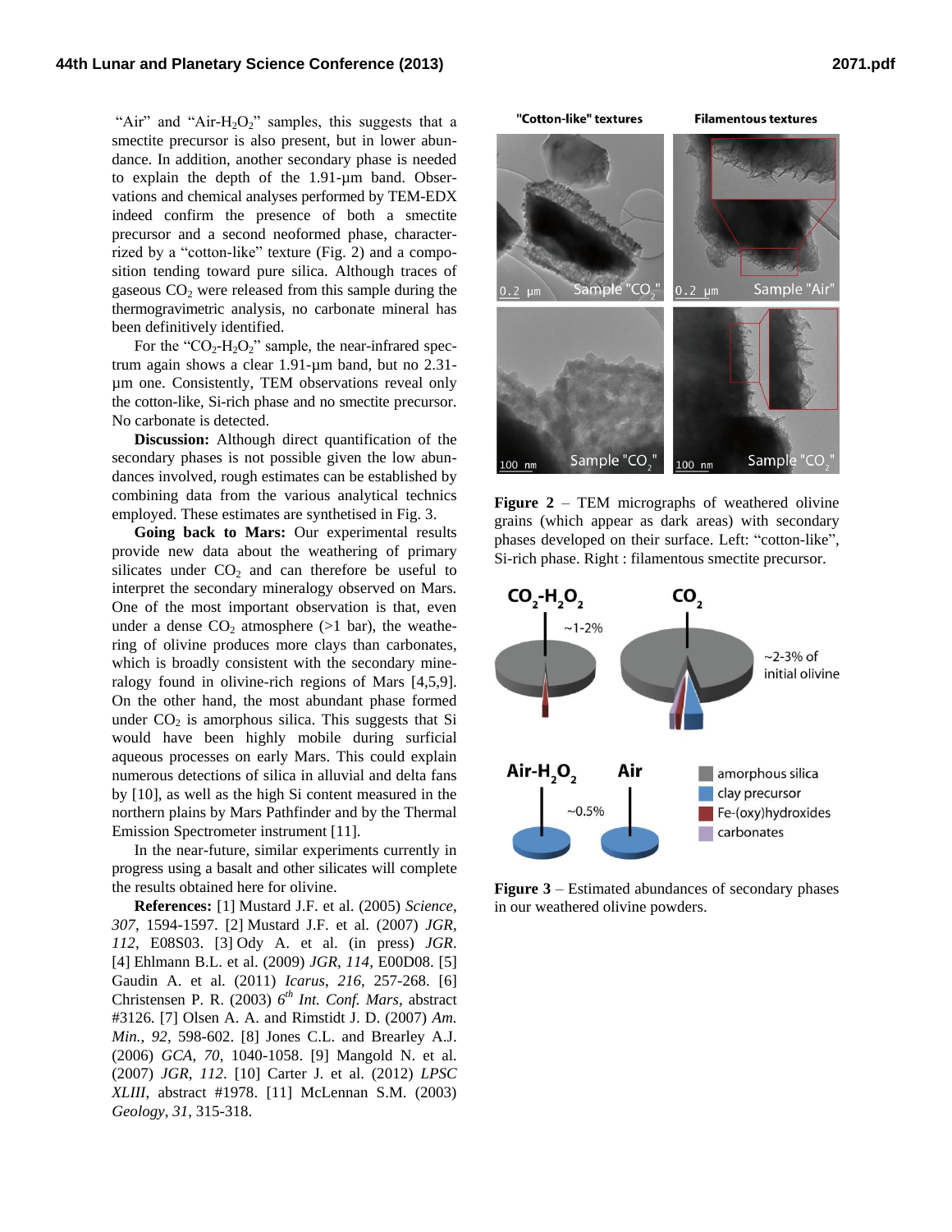"Air" and "Air-$H_2O_2$" samples, this suggests that a smectite precursor is also present, but in lower abundance. In addition, another secondary phase is needed to explain the depth of the 1.91-µm band. Observations and chemical analyses performed by TEM-EDX indeed confirm the presence of both a smectite precursor and a second neoformed phase, characterized by a "cotton-like" texture (Fig. 2) and a composition tending toward pure silica. Although traces of gaseous $CO_2$ were released from this sample during the thermogravimetric analysis, no carbonate mineral has been definitively identified.

For the "$CO_2$-$H_2O_2$" sample, the near-infrared spectrum again shows a clear 1.91-µm band, but no 2.31-µm one. Consistently, TEM observations reveal only the cotton-like, Si-rich phase and no smectite precursor. No carbonate is detected.

**Discussion:** Although direct quantification of the secondary phases is not possible given the low abundances involved, rough estimates can be established by combining data from the various analytical technics employed. These estimates are synthetised in Fig. 3.

**Going back to Mars:** Our experimental results provide new data about the weathering of primary silicates under $CO_2$ and can therefore be useful to interpret the secondary mineralogy observed on Mars. One of the most important observation is that, even under a dense $CO_2$ atmosphere (>1 bar), the weathering of olivine produces more clays than carbonates, which is broadly consistent with the secondary mineralogy found in olivine-rich regions of Mars [4,5,9]. On the other hand, the most abundant phase formed under $CO_2$ is amorphous silica. This suggests that Si would have been highly mobile during surficial aqueous processes on early Mars. This could explain numerous detections of silica in alluvial and delta fans by [10], as well as the high Si content measured in the northern plains by Mars Pathfinder and by the Thermal Emission Spectrometer instrument [11].

In the near-future, similar experiments currently in progress using a basalt and other silicates will complete the results obtained here for olivine.

**References:** [1] Mustard J.F. et al. (2005) *Science*, *307*, 1594-1597. [2] Mustard J.F. et al. (2007) *JGR*, *112*, E08S03. [3] Ody A. et al. (in press) *JGR*. [4] Ehlmann B.L. et al. (2009) *JGR*, *114*, E00D08. [5] Gaudin A. et al. (2011) *Icarus*, *216*, 257-268. [6] Christensen P. R. (2003) *6th Int. Conf. Mars*, abstract #3126. [7] Olsen A. A. and Rimstidt J. D. (2007) *Am. Min.*, *92*, 598-602. [8] Jones C.L. and Brearley A.J. (2006) *GCA*, *70*, 1040-1058. [9] Mangold N. et al. (2007) *JGR*, *112*. [10] Carter J. et al. (2012) *LPSC XLIII*, abstract #1978. [11] McLennan S.M. (2003) *Geology*, *31*, 315-318.

"Cotton-like" textures

Filamentous textures

0.2 µm Sample "$CO_2$"

0.2 µm Sample "Air"

100 nm Sample "$CO_2$"

100 nm Sample "$CO_2$"

**Figure 2** – TEM micrographs of weathered olivine grains (which appear as dark areas) with secondary phases developed on their surface. Left: "cotton-like", Si-rich phase. Right : filamentous smectite precursor.

$CO_2$-$H_2O_2$

~1-2%

$CO_2$

~2-3% of initial olivine

Air-$H_2O_2$

Air

~0.5%

amorphous silica

clay precursor

Fe-(oxy)hydroxides

carbonates

**Figure 3** – Estimated abundances of secondary phases in our weathered olivine powders.